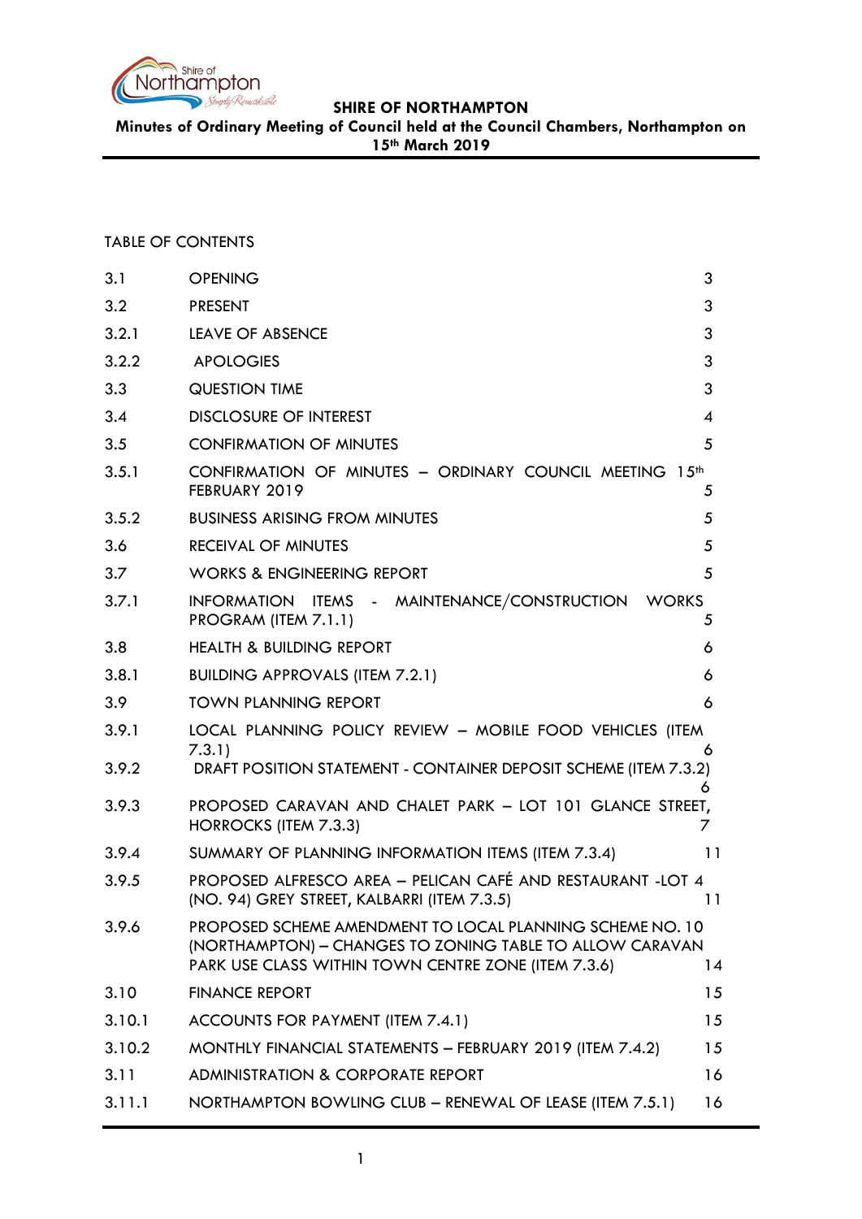**SHIRE OF NORTHAMPTON**

**Minutes of Ordinary Meeting of Council held at the Council Chambers, Northampton on 15th March 2019**

TABLE OF CONTENTS

| | | |
|---|---|---|
| 3.1 | OPENING | 3 |
| 3.2 | PRESENT | 3 |
| 3.2.1 | LEAVE OF ABSENCE | 3 |
| 3.2.2 | APOLOGIES | 3 |
| 3.3 | QUESTION TIME | 3 |
| 3.4 | DISCLOSURE OF INTEREST | 4 |
| 3.5 | CONFIRMATION OF MINUTES | 5 |
| 3.5.1 | CONFIRMATION OF MINUTES – ORDINARY COUNCIL MEETING 15th FEBRUARY 2019 | 5 |
| 3.5.2 | BUSINESS ARISING FROM MINUTES | 5 |
| 3.6 | RECEIVAL OF MINUTES | 5 |
| 3.7 | WORKS & ENGINEERING REPORT | 5 |
| 3.7.1 | INFORMATION ITEMS - MAINTENANCE/CONSTRUCTION WORKS PROGRAM (ITEM 7.1.1) | 5 |
| 3.8 | HEALTH & BUILDING REPORT | 6 |
| 3.8.1 | BUILDING APPROVALS (ITEM 7.2.1) | 6 |
| 3.9 | TOWN PLANNING REPORT | 6 |
| 3.9.1 | LOCAL PLANNING POLICY REVIEW – MOBILE FOOD VEHICLES (ITEM 7.3.1) | 6 |
| 3.9.2 | DRAFT POSITION STATEMENT - CONTAINER DEPOSIT SCHEME (ITEM 7.3.2) | 6 |
| 3.9.3 | PROPOSED CARAVAN AND CHALET PARK – LOT 101 GLANCE STREET, HORROCKS (ITEM 7.3.3) | 7 |
| 3.9.4 | SUMMARY OF PLANNING INFORMATION ITEMS (ITEM 7.3.4) | 11 |
| 3.9.5 | PROPOSED ALFRESCO AREA – PELICAN CAFÉ AND RESTAURANT -LOT 4 (NO. 94) GREY STREET, KALBARRI (ITEM 7.3.5) | 11 |
| 3.9.6 | PROPOSED SCHEME AMENDMENT TO LOCAL PLANNING SCHEME NO. 10 (NORTHAMPTON) – CHANGES TO ZONING TABLE TO ALLOW CARAVAN PARK USE CLASS WITHIN TOWN CENTRE ZONE (ITEM 7.3.6) | 14 |
| 3.10 | FINANCE REPORT | 15 |
| 3.10.1 | ACCOUNTS FOR PAYMENT (ITEM 7.4.1) | 15 |
| 3.10.2 | MONTHLY FINANCIAL STATEMENTS – FEBRUARY 2019 (ITEM 7.4.2) | 15 |
| 3.11 | ADMINISTRATION & CORPORATE REPORT | 16 |
| 3.11.1 | NORTHAMPTON BOWLING CLUB – RENEWAL OF LEASE (ITEM 7.5.1) | 16 |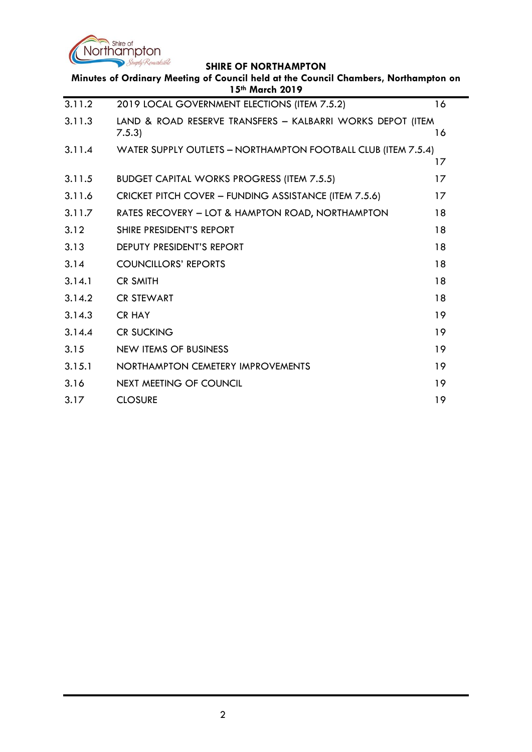| | | |
|---|---|---|
| 3.11.2 | 2019 LOCAL GOVERNMENT ELECTIONS (ITEM 7.5.2) | 16 |
| 3.11.3 | LAND & ROAD RESERVE TRANSFERS – KALBARRI WORKS DEPOT (ITEM 7.5.3) | 16 |
| 3.11.4 | WATER SUPPLY OUTLETS – NORTHAMPTON FOOTBALL CLUB (ITEM 7.5.4) | 17 |
| 3.11.5 | BUDGET CAPITAL WORKS PROGRESS (ITEM 7.5.5) | 17 |
| 3.11.6 | CRICKET PITCH COVER – FUNDING ASSISTANCE (ITEM 7.5.6) | 17 |
| 3.11.7 | RATES RECOVERY – LOT & HAMPTON ROAD, NORTHAMPTON | 18 |
| 3.12 | SHIRE PRESIDENT'S REPORT | 18 |
| 3.13 | DEPUTY PRESIDENT'S REPORT | 18 |
| 3.14 | COUNCILLORS' REPORTS | 18 |
| 3.14.1 | CR SMITH | 18 |
| 3.14.2 | CR STEWART | 18 |
| 3.14.3 | CR HAY | 19 |
| 3.14.4 | CR SUCKING | 19 |
| 3.15 | NEW ITEMS OF BUSINESS | 19 |
| 3.15.1 | NORTHAMPTON CEMETERY IMPROVEMENTS | 19 |
| 3.16 | NEXT MEETING OF COUNCIL | 19 |
| 3.17 | CLOSURE | 19 |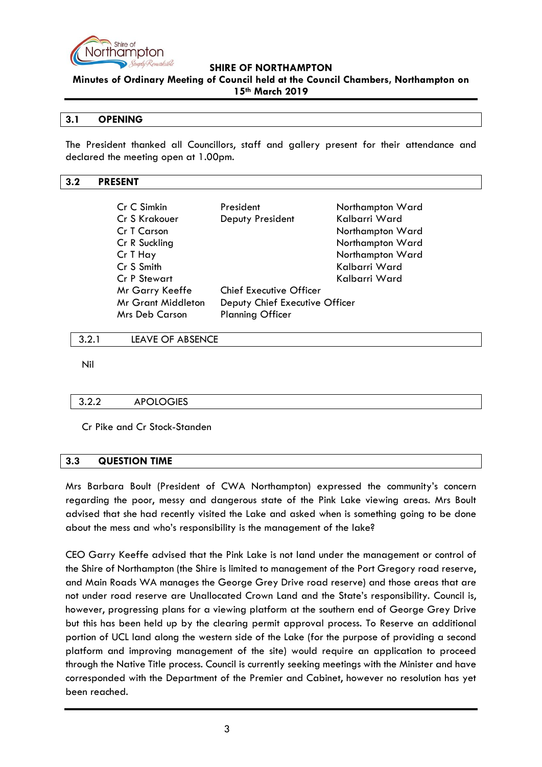## 3.1 OPENING

The President thanked all Councillors, staff and gallery present for their attendance and declared the meeting open at 1.00pm.

## 3.2 PRESENT

| | | |
|---|---|---|
| Cr C Simkin | President | Northampton Ward |
| Cr S Krakouer | Deputy President | Kalbarri Ward |
| Cr T Carson | | Northampton Ward |
| Cr R Suckling | | Northampton Ward |
| Cr T Hay | | Northampton Ward |
| Cr S Smith | | Kalbarri Ward |
| Cr P Stewart | | Kalbarri Ward |
| Mr Garry Keeffe | Chief Executive Officer | |
| Mr Grant Middleton | Deputy Chief Executive Officer | |
| Mrs Deb Carson | Planning Officer | |

### 3.2.1 LEAVE OF ABSENCE

Nil

### 3.2.2 APOLOGIES

Cr Pike and Cr Stock-Standen

## 3.3 QUESTION TIME

Mrs Barbara Boult (President of CWA Northampton) expressed the community's concern regarding the poor, messy and dangerous state of the Pink Lake viewing areas. Mrs Boult advised that she had recently visited the Lake and asked when is something going to be done about the mess and who's responsibility is the management of the lake?

CEO Garry Keeffe advised that the Pink Lake is not land under the management or control of the Shire of Northampton (the Shire is limited to management of the Port Gregory road reserve, and Main Roads WA manages the George Grey Drive road reserve) and those areas that are not under road reserve are Unallocated Crown Land and the State's responsibility. Council is, however, progressing plans for a viewing platform at the southern end of George Grey Drive but this has been held up by the clearing permit approval process. To Reserve an additional portion of UCL land along the western side of the Lake (for the purpose of providing a second platform and improving management of the site) would require an application to proceed through the Native Title process. Council is currently seeking meetings with the Minister and have corresponded with the Department of the Premier and Cabinet, however no resolution has yet been reached.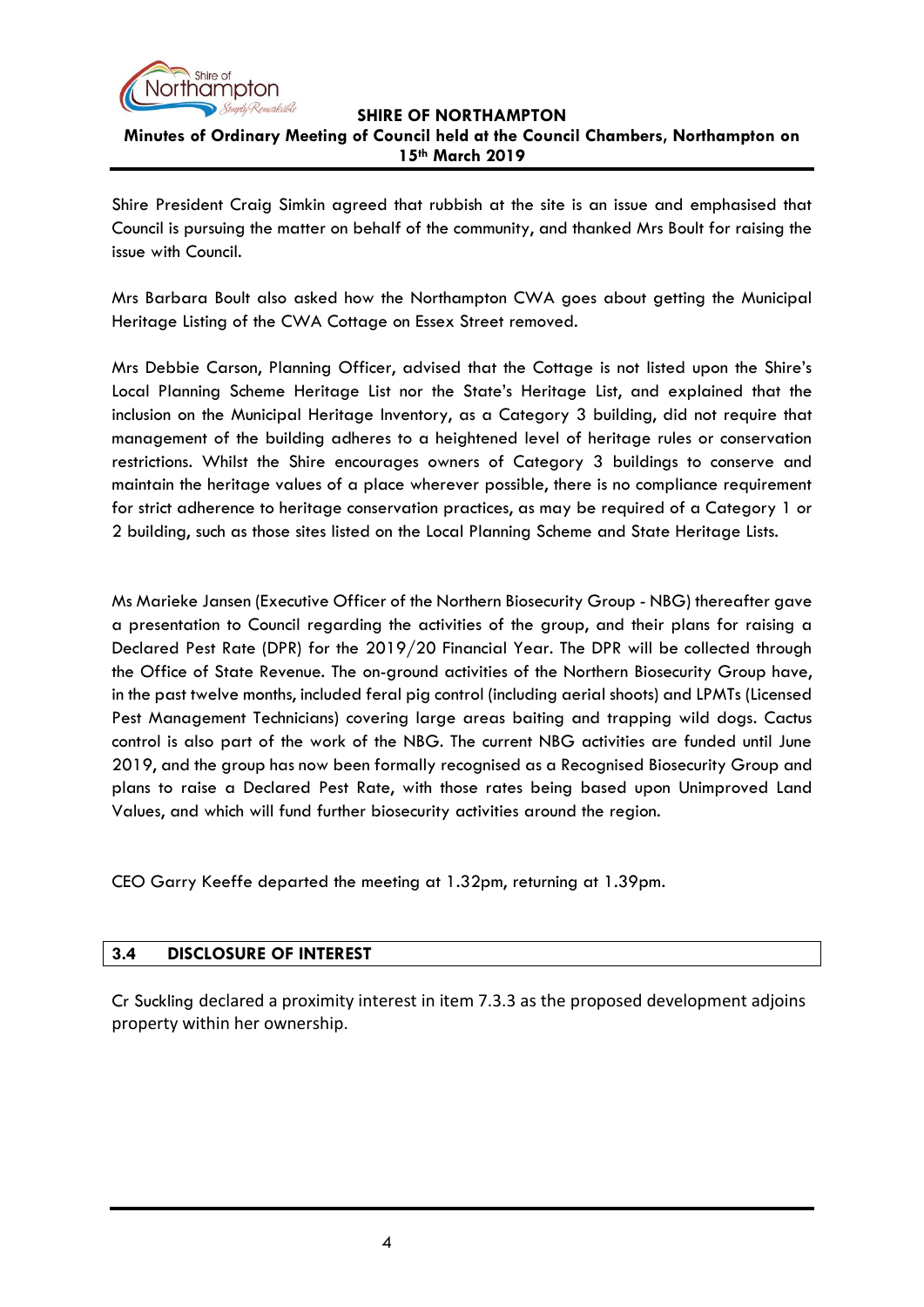Shire President Craig Simkin agreed that rubbish at the site is an issue and emphasised that Council is pursuing the matter on behalf of the community, and thanked Mrs Boult for raising the issue with Council.

Mrs Barbara Boult also asked how the Northampton CWA goes about getting the Municipal Heritage Listing of the CWA Cottage on Essex Street removed.

Mrs Debbie Carson, Planning Officer, advised that the Cottage is not listed upon the Shire's Local Planning Scheme Heritage List nor the State's Heritage List, and explained that the inclusion on the Municipal Heritage Inventory, as a Category 3 building, did not require that management of the building adheres to a heightened level of heritage rules or conservation restrictions. Whilst the Shire encourages owners of Category 3 buildings to conserve and maintain the heritage values of a place wherever possible, there is no compliance requirement for strict adherence to heritage conservation practices, as may be required of a Category 1 or 2 building, such as those sites listed on the Local Planning Scheme and State Heritage Lists.

Ms Marieke Jansen (Executive Officer of the Northern Biosecurity Group - NBG) thereafter gave a presentation to Council regarding the activities of the group, and their plans for raising a Declared Pest Rate (DPR) for the 2019/20 Financial Year. The DPR will be collected through the Office of State Revenue. The on-ground activities of the Northern Biosecurity Group have, in the past twelve months, included feral pig control (including aerial shoots) and LPMTs (Licensed Pest Management Technicians) covering large areas baiting and trapping wild dogs. Cactus control is also part of the work of the NBG. The current NBG activities are funded until June 2019, and the group has now been formally recognised as a Recognised Biosecurity Group and plans to raise a Declared Pest Rate, with those rates being based upon Unimproved Land Values, and which will fund further biosecurity activities around the region.

CEO Garry Keeffe departed the meeting at 1.32pm, returning at 1.39pm.

## 3.4 DISCLOSURE OF INTEREST

Cr Suckling declared a proximity interest in item 7.3.3 as the proposed development adjoins property within her ownership.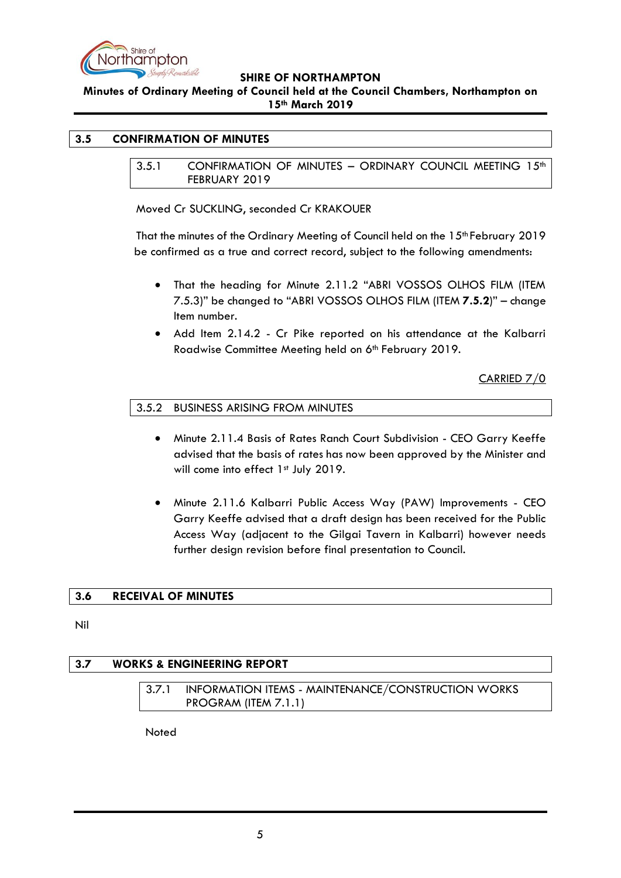## 3.5 CONFIRMATION OF MINUTES

### 3.5.1 CONFIRMATION OF MINUTES – ORDINARY COUNCIL MEETING 15th FEBRUARY 2019

Moved Cr SUCKLING, seconded Cr KRAKOUER

That the minutes of the Ordinary Meeting of Council held on the 15th February 2019 be confirmed as a true and correct record, subject to the following amendments:

- That the heading for Minute 2.11.2 "ABRI VOSSOS OLHOS FILM (ITEM 7.5.3)" be changed to "ABRI VOSSOS OLHOS FILM (ITEM **7.5.2**)" – change Item number.
- Add Item 2.14.2 - Cr Pike reported on his attendance at the Kalbarri Roadwise Committee Meeting held on 6th February 2019.

CARRIED 7/0

### 3.5.2 BUSINESS ARISING FROM MINUTES

- Minute 2.11.4 Basis of Rates Ranch Court Subdivision - CEO Garry Keeffe advised that the basis of rates has now been approved by the Minister and will come into effect 1st July 2019.

- Minute 2.11.6 Kalbarri Public Access Way (PAW) Improvements - CEO Garry Keeffe advised that a draft design has been received for the Public Access Way (adjacent to the Gilgai Tavern in Kalbarri) however needs further design revision before final presentation to Council.

## 3.6 RECEIVAL OF MINUTES

Nil

## 3.7 WORKS & ENGINEERING REPORT

### 3.7.1 INFORMATION ITEMS - MAINTENANCE/CONSTRUCTION WORKS PROGRAM (ITEM 7.1.1)

Noted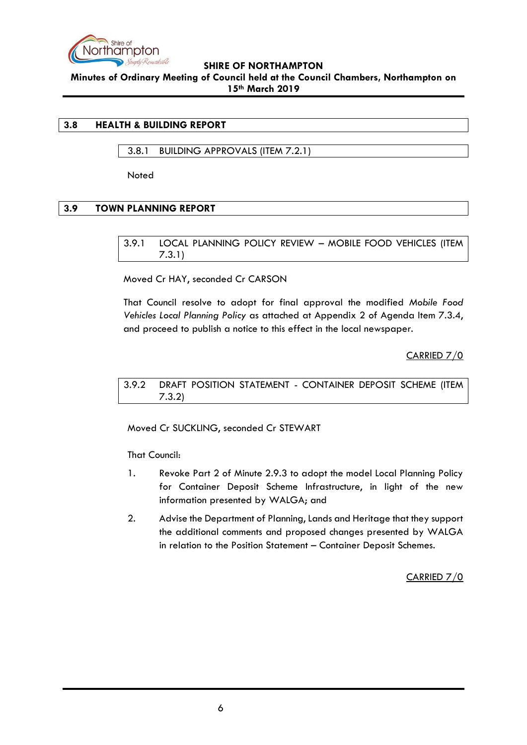## 3.8 HEALTH & BUILDING REPORT

### 3.8.1 BUILDING APPROVALS (ITEM 7.2.1)

Noted

## 3.9 TOWN PLANNING REPORT

### 3.9.1 LOCAL PLANNING POLICY REVIEW – MOBILE FOOD VEHICLES (ITEM 7.3.1)

Moved Cr HAY, seconded Cr CARSON

That Council resolve to adopt for final approval the modified *Mobile Food Vehicles Local Planning Policy* as attached at Appendix 2 of Agenda Item 7.3.4, and proceed to publish a notice to this effect in the local newspaper.

<u>CARRIED 7/0</u>

### 3.9.2 DRAFT POSITION STATEMENT - CONTAINER DEPOSIT SCHEME (ITEM 7.3.2)

Moved Cr SUCKLING, seconded Cr STEWART

That Council:

1. Revoke Part 2 of Minute 2.9.3 to adopt the model Local Planning Policy for Container Deposit Scheme Infrastructure, in light of the new information presented by WALGA; and
2. Advise the Department of Planning, Lands and Heritage that they support the additional comments and proposed changes presented by WALGA in relation to the Position Statement – Container Deposit Schemes.

<u>CARRIED 7/0</u>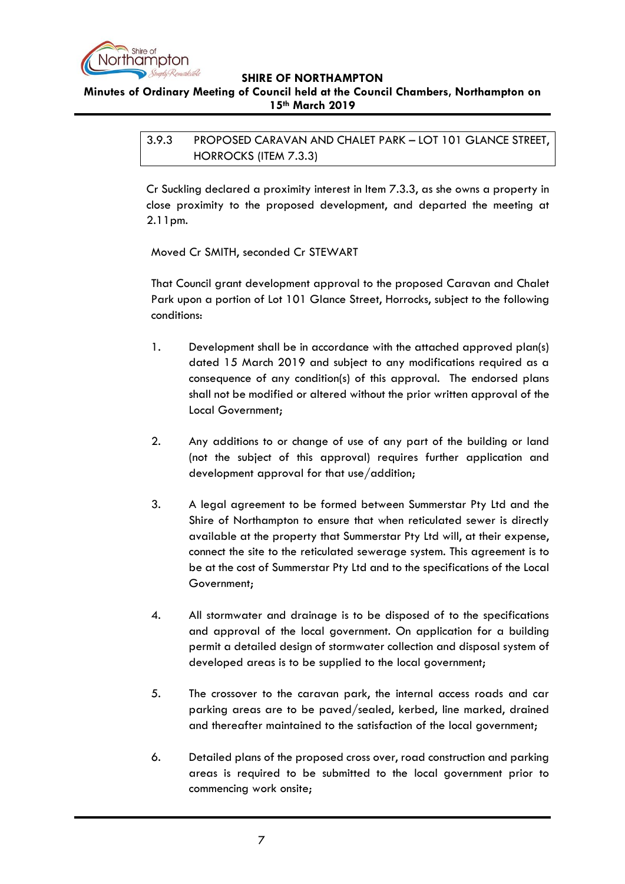### 3.9.3 PROPOSED CARAVAN AND CHALET PARK – LOT 101 GLANCE STREET, HORROCKS (ITEM 7.3.3)

Cr Suckling declared a proximity interest in Item 7.3.3, as she owns a property in close proximity to the proposed development, and departed the meeting at 2.11pm.

Moved Cr SMITH, seconded Cr STEWART

That Council grant development approval to the proposed Caravan and Chalet Park upon a portion of Lot 101 Glance Street, Horrocks, subject to the following conditions:

1. Development shall be in accordance with the attached approved plan(s) dated 15 March 2019 and subject to any modifications required as a consequence of any condition(s) of this approval. The endorsed plans shall not be modified or altered without the prior written approval of the Local Government;

2. Any additions to or change of use of any part of the building or land (not the subject of this approval) requires further application and development approval for that use/addition;

3. A legal agreement to be formed between Summerstar Pty Ltd and the Shire of Northampton to ensure that when reticulated sewer is directly available at the property that Summerstar Pty Ltd will, at their expense, connect the site to the reticulated sewerage system. This agreement is to be at the cost of Summerstar Pty Ltd and to the specifications of the Local Government;

4. All stormwater and drainage is to be disposed of to the specifications and approval of the local government. On application for a building permit a detailed design of stormwater collection and disposal system of developed areas is to be supplied to the local government;

5. The crossover to the caravan park, the internal access roads and car parking areas are to be paved/sealed, kerbed, line marked, drained and thereafter maintained to the satisfaction of the local government;

6. Detailed plans of the proposed cross over, road construction and parking areas is required to be submitted to the local government prior to commencing work onsite;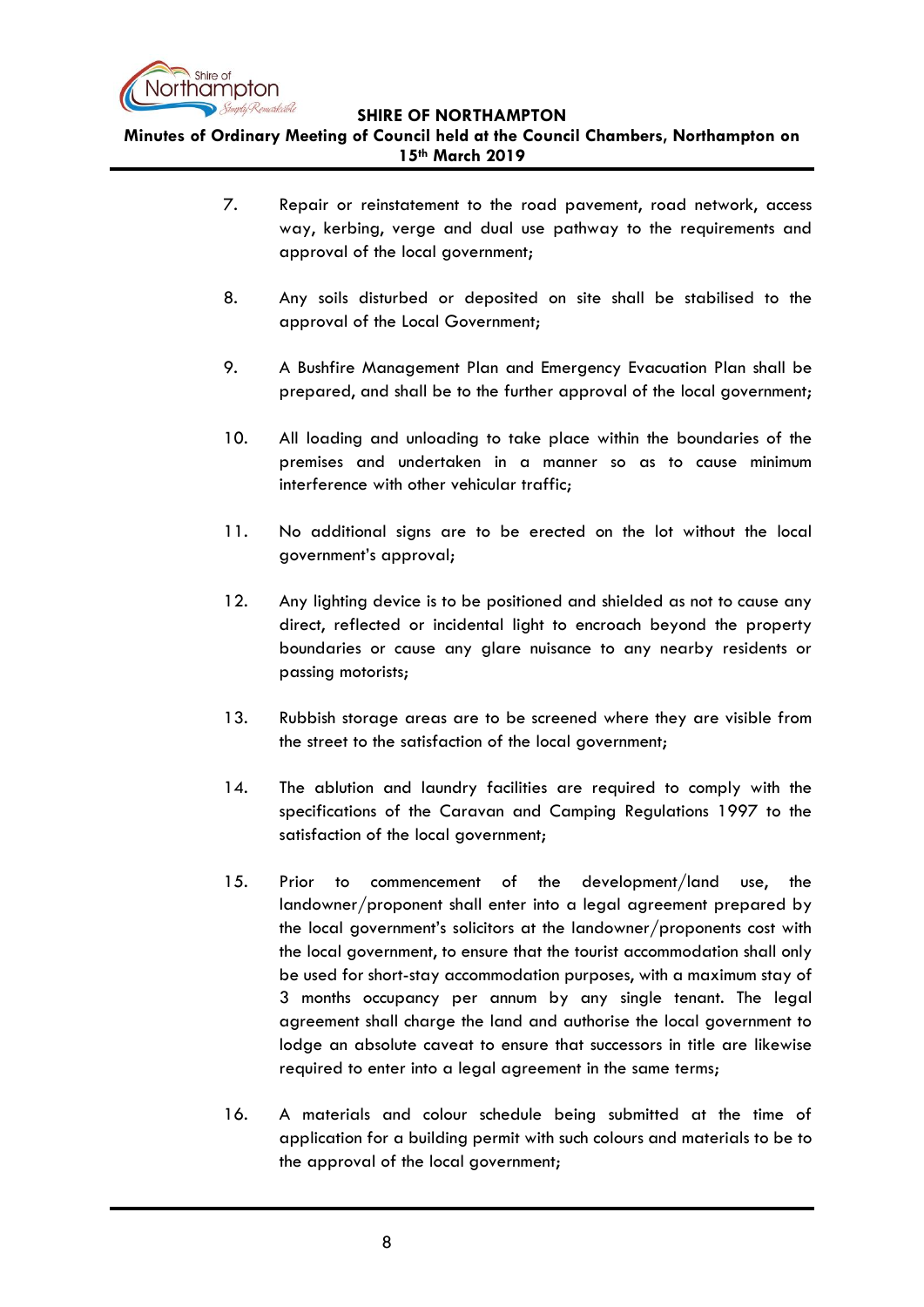7. Repair or reinstatement to the road pavement, road network, access way, kerbing, verge and dual use pathway to the requirements and approval of the local government;

8. Any soils disturbed or deposited on site shall be stabilised to the approval of the Local Government;

9. A Bushfire Management Plan and Emergency Evacuation Plan shall be prepared, and shall be to the further approval of the local government;

10. All loading and unloading to take place within the boundaries of the premises and undertaken in a manner so as to cause minimum interference with other vehicular traffic;

11. No additional signs are to be erected on the lot without the local government's approval;

12. Any lighting device is to be positioned and shielded as not to cause any direct, reflected or incidental light to encroach beyond the property boundaries or cause any glare nuisance to any nearby residents or passing motorists;

13. Rubbish storage areas are to be screened where they are visible from the street to the satisfaction of the local government;

14. The ablution and laundry facilities are required to comply with the specifications of the Caravan and Camping Regulations 1997 to the satisfaction of the local government;

15. Prior to commencement of the development/land use, the landowner/proponent shall enter into a legal agreement prepared by the local government's solicitors at the landowner/proponents cost with the local government, to ensure that the tourist accommodation shall only be used for short-stay accommodation purposes, with a maximum stay of 3 months occupancy per annum by any single tenant. The legal agreement shall charge the land and authorise the local government to lodge an absolute caveat to ensure that successors in title are likewise required to enter into a legal agreement in the same terms;

16. A materials and colour schedule being submitted at the time of application for a building permit with such colours and materials to be to the approval of the local government;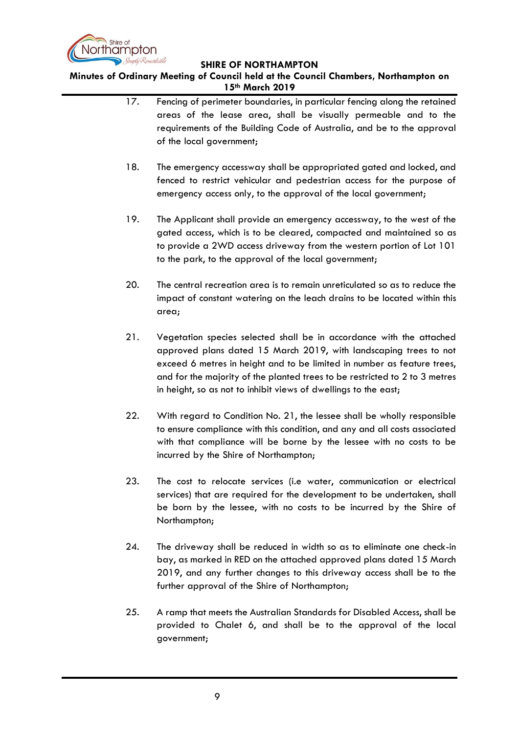17. Fencing of perimeter boundaries, in particular fencing along the retained areas of the lease area, shall be visually permeable and to the requirements of the Building Code of Australia, and be to the approval of the local government;

18. The emergency accessway shall be appropriated gated and locked, and fenced to restrict vehicular and pedestrian access for the purpose of emergency access only, to the approval of the local government;

19. The Applicant shall provide an emergency accessway, to the west of the gated access, which is to be cleared, compacted and maintained so as to provide a 2WD access driveway from the western portion of Lot 101 to the park, to the approval of the local government;

20. The central recreation area is to remain unreticulated so as to reduce the impact of constant watering on the leach drains to be located within this area;

21. Vegetation species selected shall be in accordance with the attached approved plans dated 15 March 2019, with landscaping trees to not exceed 6 metres in height and to be limited in number as feature trees, and for the majority of the planted trees to be restricted to 2 to 3 metres in height, so as not to inhibit views of dwellings to the east;

22. With regard to Condition No. 21, the lessee shall be wholly responsible to ensure compliance with this condition, and any and all costs associated with that compliance will be borne by the lessee with no costs to be incurred by the Shire of Northampton;

23. The cost to relocate services (i.e water, communication or electrical services) that are required for the development to be undertaken, shall be born by the lessee, with no costs to be incurred by the Shire of Northampton;

24. The driveway shall be reduced in width so as to eliminate one check-in bay, as marked in RED on the attached approved plans dated 15 March 2019, and any further changes to this driveway access shall be to the further approval of the Shire of Northampton;

25. A ramp that meets the Australian Standards for Disabled Access, shall be provided to Chalet 6, and shall be to the approval of the local government;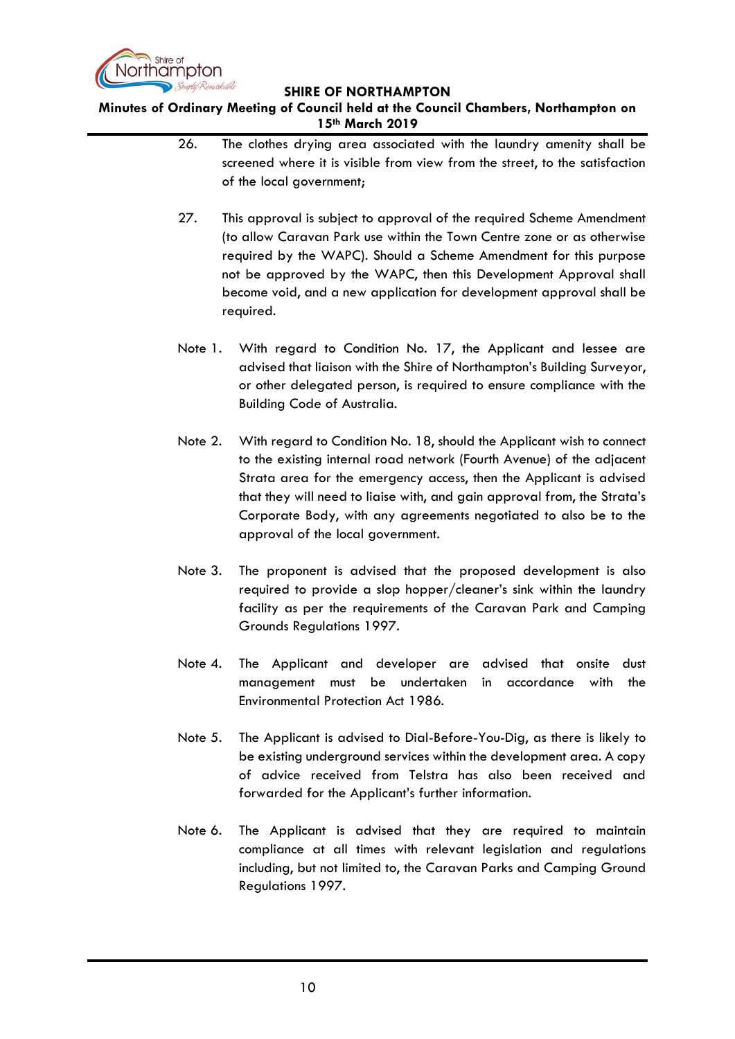26. The clothes drying area associated with the laundry amenity shall be screened where it is visible from view from the street, to the satisfaction of the local government;

27. This approval is subject to approval of the required Scheme Amendment (to allow Caravan Park use within the Town Centre zone or as otherwise required by the WAPC). Should a Scheme Amendment for this purpose not be approved by the WAPC, then this Development Approval shall become void, and a new application for development approval shall be required.

Note 1. With regard to Condition No. 17, the Applicant and lessee are advised that liaison with the Shire of Northampton's Building Surveyor, or other delegated person, is required to ensure compliance with the Building Code of Australia.

Note 2. With regard to Condition No. 18, should the Applicant wish to connect to the existing internal road network (Fourth Avenue) of the adjacent Strata area for the emergency access, then the Applicant is advised that they will need to liaise with, and gain approval from, the Strata's Corporate Body, with any agreements negotiated to also be to the approval of the local government.

Note 3. The proponent is advised that the proposed development is also required to provide a slop hopper/cleaner's sink within the laundry facility as per the requirements of the Caravan Park and Camping Grounds Regulations 1997.

Note 4. The Applicant and developer are advised that onsite dust management must be undertaken in accordance with the Environmental Protection Act 1986.

Note 5. The Applicant is advised to Dial-Before-You-Dig, as there is likely to be existing underground services within the development area. A copy of advice received from Telstra has also been received and forwarded for the Applicant's further information.

Note 6. The Applicant is advised that they are required to maintain compliance at all times with relevant legislation and regulations including, but not limited to, the Caravan Parks and Camping Ground Regulations 1997.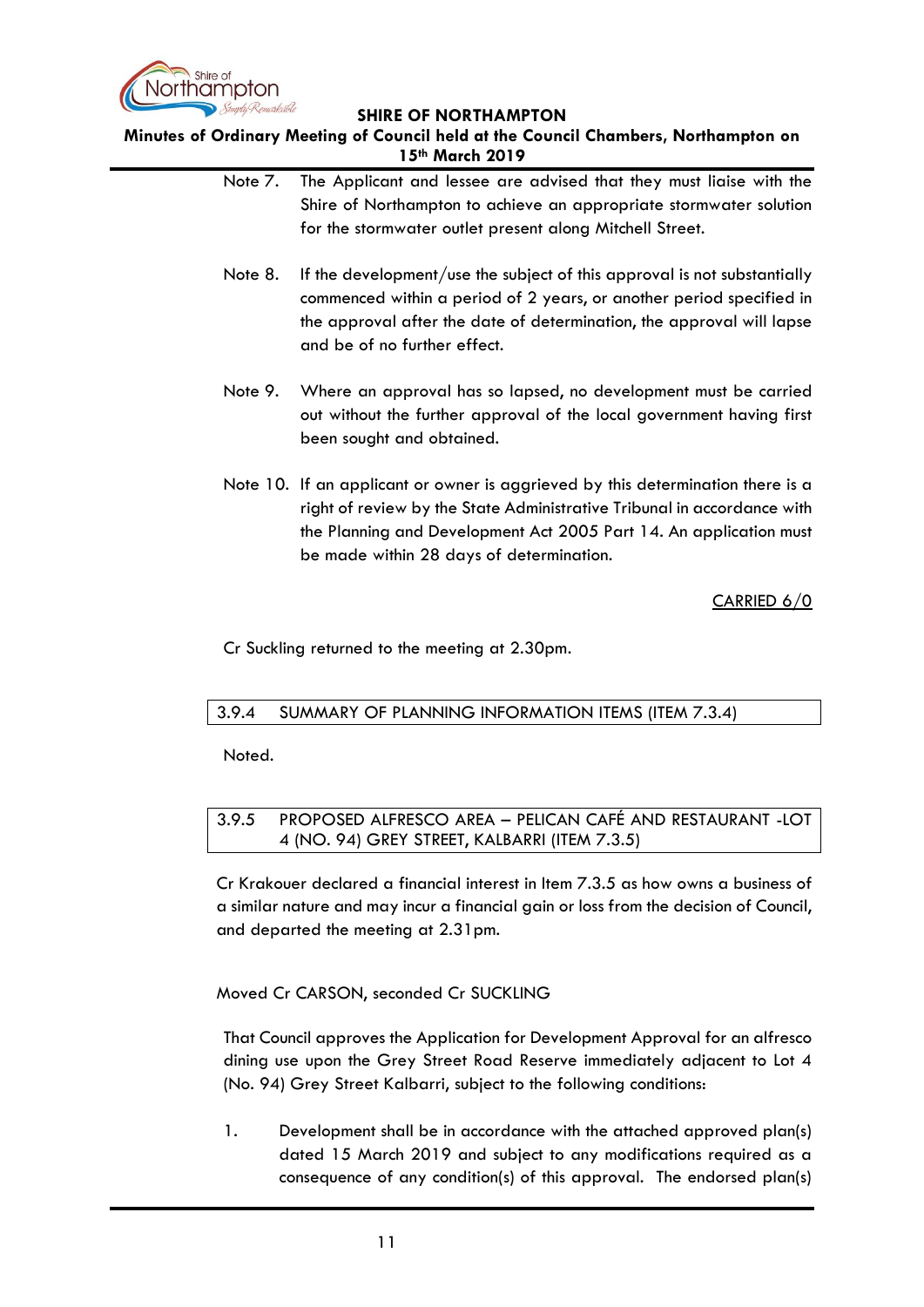Note 7. The Applicant and lessee are advised that they must liaise with the Shire of Northampton to achieve an appropriate stormwater solution for the stormwater outlet present along Mitchell Street.

Note 8. If the development/use the subject of this approval is not substantially commenced within a period of 2 years, or another period specified in the approval after the date of determination, the approval will lapse and be of no further effect.

Note 9. Where an approval has so lapsed, no development must be carried out without the further approval of the local government having first been sought and obtained.

Note 10. If an applicant or owner is aggrieved by this determination there is a right of review by the State Administrative Tribunal in accordance with the Planning and Development Act 2005 Part 14. An application must be made within 28 days of determination.

CARRIED 6/0

Cr Suckling returned to the meeting at 2.30pm.

## 3.9.4 SUMMARY OF PLANNING INFORMATION ITEMS (ITEM 7.3.4)

Noted.

## 3.9.5 PROPOSED ALFRESCO AREA – PELICAN CAFÉ AND RESTAURANT -LOT 4 (NO. 94) GREY STREET, KALBARRI (ITEM 7.3.5)

Cr Krakouer declared a financial interest in Item 7.3.5 as how owns a business of a similar nature and may incur a financial gain or loss from the decision of Council, and departed the meeting at 2.31pm.

Moved Cr CARSON, seconded Cr SUCKLING

That Council approves the Application for Development Approval for an alfresco dining use upon the Grey Street Road Reserve immediately adjacent to Lot 4 (No. 94) Grey Street Kalbarri, subject to the following conditions:

1. Development shall be in accordance with the attached approved plan(s) dated 15 March 2019 and subject to any modifications required as a consequence of any condition(s) of this approval. The endorsed plan(s)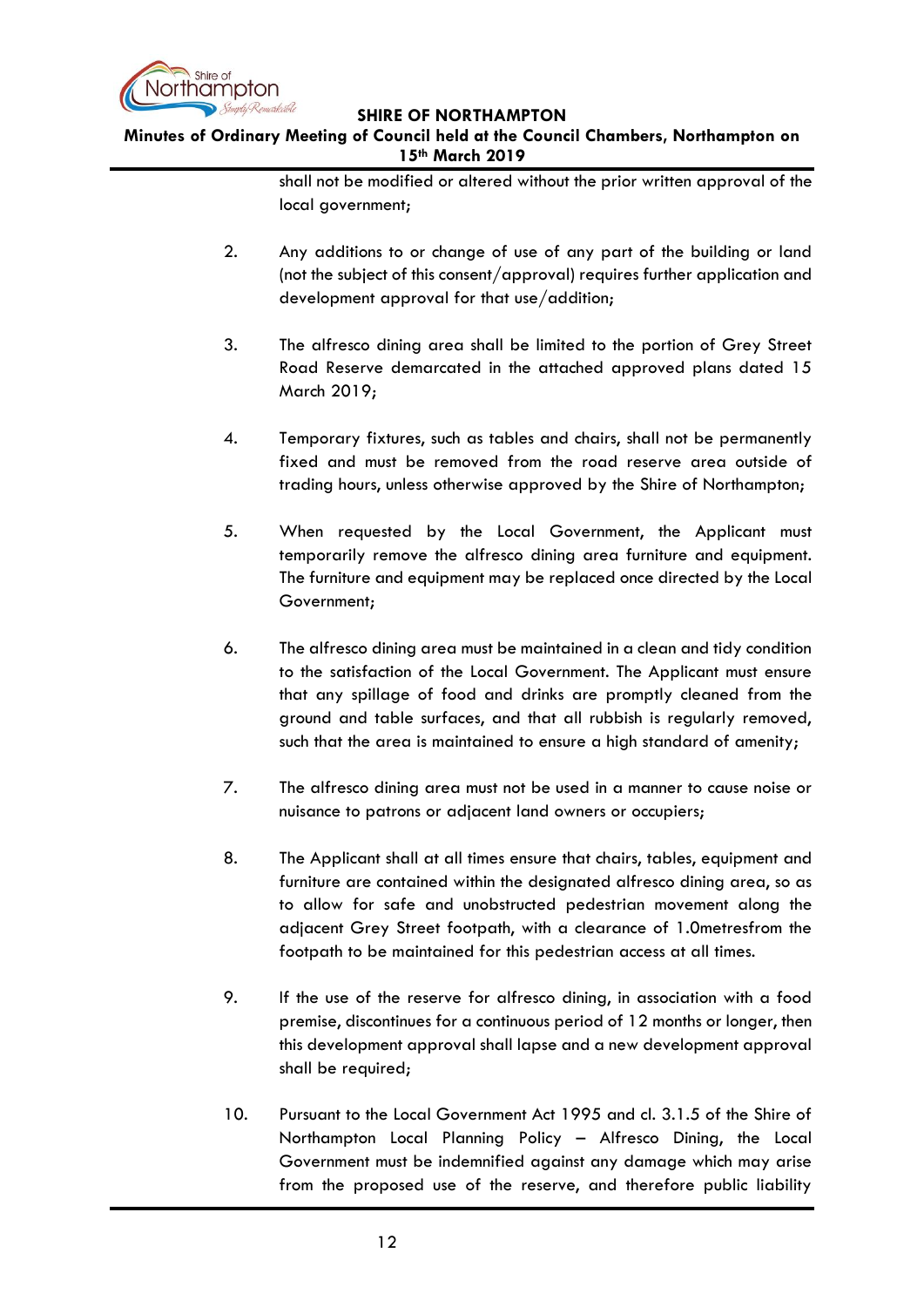shall not be modified or altered without the prior written approval of the local government;

2. Any additions to or change of use of any part of the building or land (not the subject of this consent/approval) requires further application and development approval for that use/addition;

3. The alfresco dining area shall be limited to the portion of Grey Street Road Reserve demarcated in the attached approved plans dated 15 March 2019;

4. Temporary fixtures, such as tables and chairs, shall not be permanently fixed and must be removed from the road reserve area outside of trading hours, unless otherwise approved by the Shire of Northampton;

5. When requested by the Local Government, the Applicant must temporarily remove the alfresco dining area furniture and equipment. The furniture and equipment may be replaced once directed by the Local Government;

6. The alfresco dining area must be maintained in a clean and tidy condition to the satisfaction of the Local Government. The Applicant must ensure that any spillage of food and drinks are promptly cleaned from the ground and table surfaces, and that all rubbish is regularly removed, such that the area is maintained to ensure a high standard of amenity;

7. The alfresco dining area must not be used in a manner to cause noise or nuisance to patrons or adjacent land owners or occupiers;

8. The Applicant shall at all times ensure that chairs, tables, equipment and furniture are contained within the designated alfresco dining area, so as to allow for safe and unobstructed pedestrian movement along the adjacent Grey Street footpath, with a clearance of 1.0metresfrom the footpath to be maintained for this pedestrian access at all times.

9. If the use of the reserve for alfresco dining, in association with a food premise, discontinues for a continuous period of 12 months or longer, then this development approval shall lapse and a new development approval shall be required;

10. Pursuant to the Local Government Act 1995 and cl. 3.1.5 of the Shire of Northampton Local Planning Policy – Alfresco Dining, the Local Government must be indemnified against any damage which may arise from the proposed use of the reserve, and therefore public liability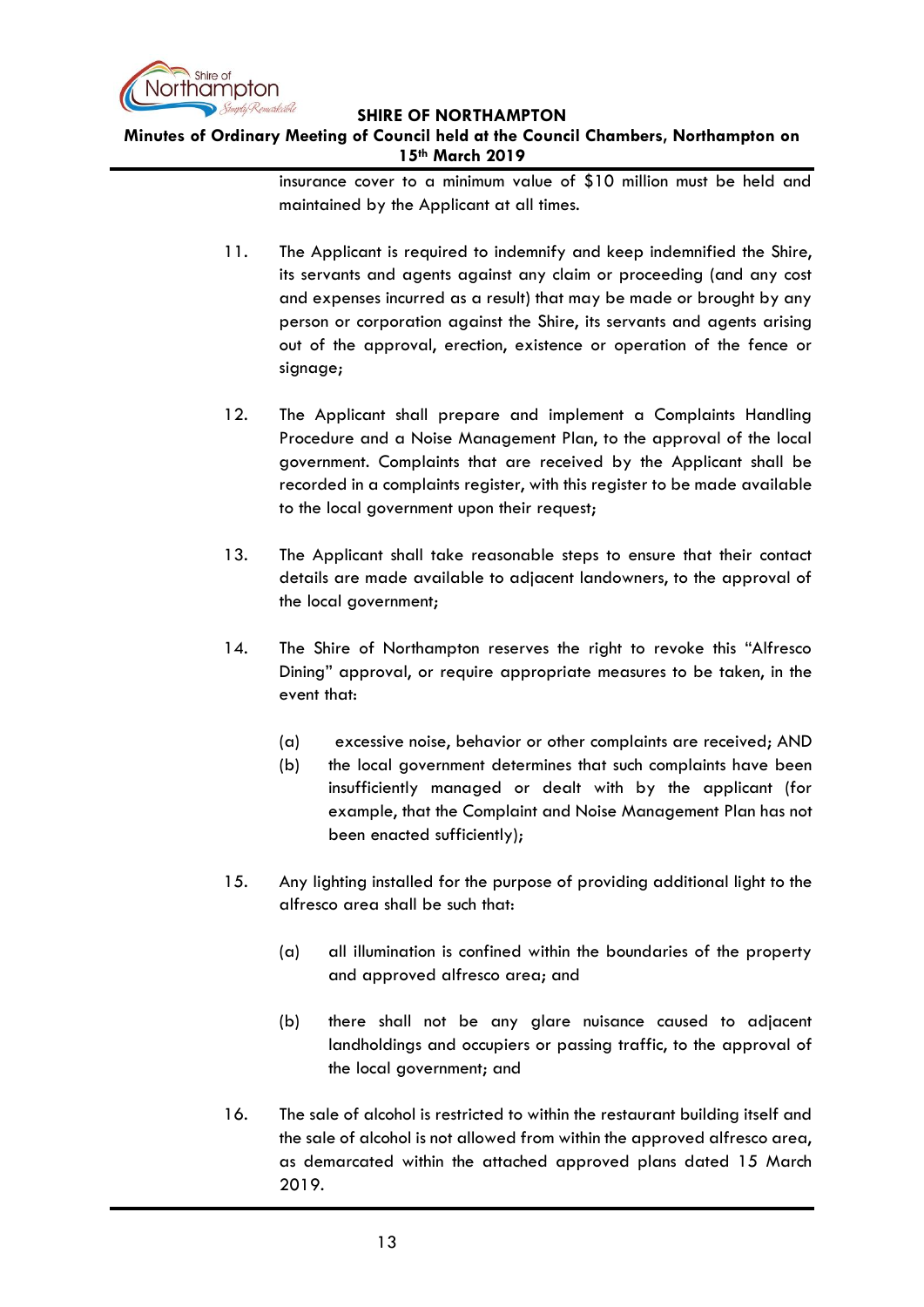insurance cover to a minimum value of $10 million must be held and maintained by the Applicant at all times.

11. The Applicant is required to indemnify and keep indemnified the Shire, its servants and agents against any claim or proceeding (and any cost and expenses incurred as a result) that may be made or brought by any person or corporation against the Shire, its servants and agents arising out of the approval, erection, existence or operation of the fence or signage;

12. The Applicant shall prepare and implement a Complaints Handling Procedure and a Noise Management Plan, to the approval of the local government. Complaints that are received by the Applicant shall be recorded in a complaints register, with this register to be made available to the local government upon their request;

13. The Applicant shall take reasonable steps to ensure that their contact details are made available to adjacent landowners, to the approval of the local government;

14. The Shire of Northampton reserves the right to revoke this "Alfresco Dining" approval, or require appropriate measures to be taken, in the event that:

    (a) excessive noise, behavior or other complaints are received; AND
    (b) the local government determines that such complaints have been insufficiently managed or dealt with by the applicant (for example, that the Complaint and Noise Management Plan has not been enacted sufficiently);

15. Any lighting installed for the purpose of providing additional light to the alfresco area shall be such that:

    (a) all illumination is confined within the boundaries of the property and approved alfresco area; and

    (b) there shall not be any glare nuisance caused to adjacent landholdings and occupiers or passing traffic, to the approval of the local government; and

16. The sale of alcohol is restricted to within the restaurant building itself and the sale of alcohol is not allowed from within the approved alfresco area, as demarcated within the attached approved plans dated 15 March 2019.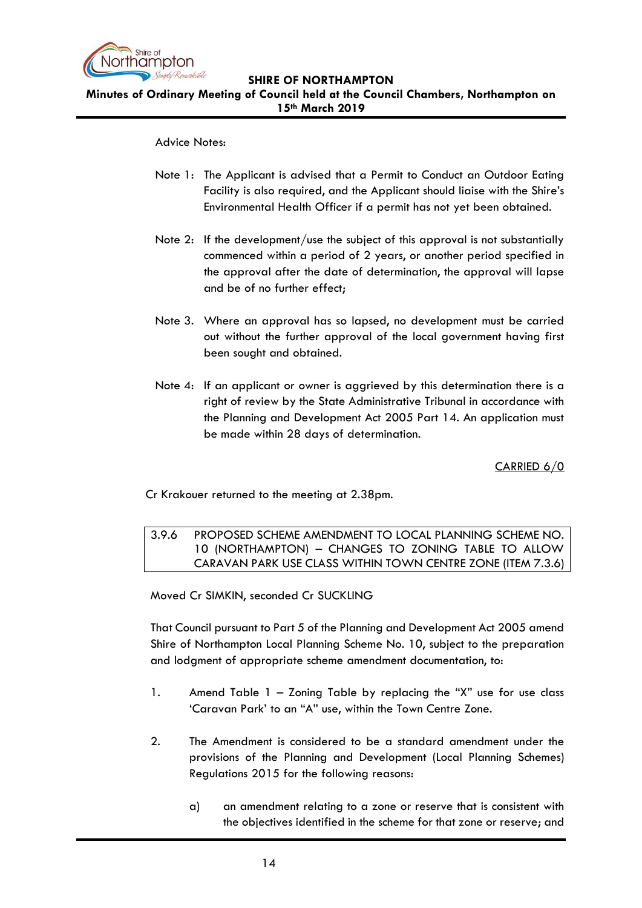Advice Notes:

Note 1: The Applicant is advised that a Permit to Conduct an Outdoor Eating Facility is also required, and the Applicant should liaise with the Shire's Environmental Health Officer if a permit has not yet been obtained.

Note 2: If the development/use the subject of this approval is not substantially commenced within a period of 2 years, or another period specified in the approval after the date of determination, the approval will lapse and be of no further effect;

Note 3. Where an approval has so lapsed, no development must be carried out without the further approval of the local government having first been sought and obtained.

Note 4: If an applicant or owner is aggrieved by this determination there is a right of review by the State Administrative Tribunal in accordance with the Planning and Development Act 2005 Part 14. An application must be made within 28 days of determination.

CARRIED 6/0

Cr Krakouer returned to the meeting at 2.38pm.

### 3.9.6 PROPOSED SCHEME AMENDMENT TO LOCAL PLANNING SCHEME NO. 10 (NORTHAMPTON) – CHANGES TO ZONING TABLE TO ALLOW CARAVAN PARK USE CLASS WITHIN TOWN CENTRE ZONE (ITEM 7.3.6)

Moved Cr SIMKIN, seconded Cr SUCKLING

That Council pursuant to Part 5 of the Planning and Development Act 2005 amend Shire of Northampton Local Planning Scheme No. 10, subject to the preparation and lodgment of appropriate scheme amendment documentation, to:

1. Amend Table 1 – Zoning Table by replacing the "X" use for use class 'Caravan Park' to an "A" use, within the Town Centre Zone.

2. The Amendment is considered to be a standard amendment under the provisions of the Planning and Development (Local Planning Schemes) Regulations 2015 for the following reasons:

   a) an amendment relating to a zone or reserve that is consistent with the objectives identified in the scheme for that zone or reserve; and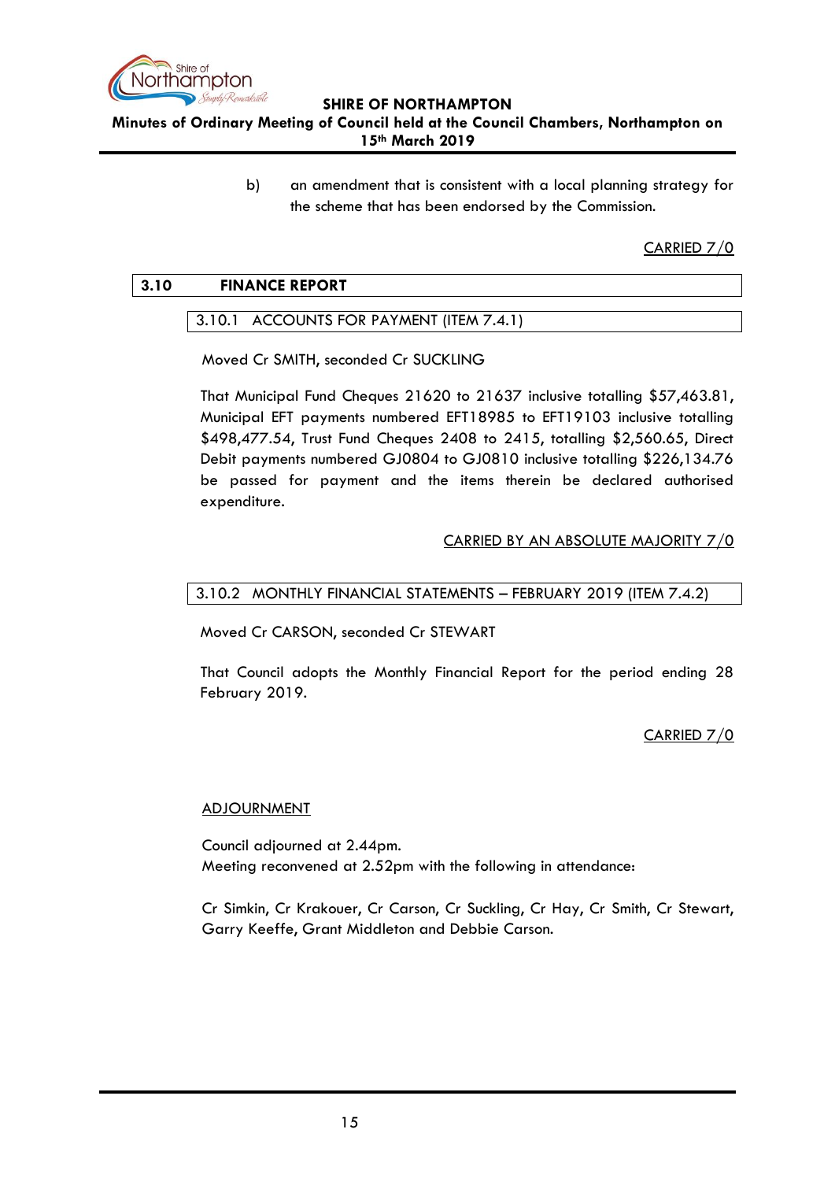b) an amendment that is consistent with a local planning strategy for the scheme that has been endorsed by the Commission.

CARRIED 7/0

## 3.10 FINANCE REPORT

### 3.10.1 ACCOUNTS FOR PAYMENT (ITEM 7.4.1)

Moved Cr SMITH, seconded Cr SUCKLING

That Municipal Fund Cheques 21620 to 21637 inclusive totalling $57,463.81, Municipal EFT payments numbered EFT18985 to EFT19103 inclusive totalling $498,477.54, Trust Fund Cheques 2408 to 2415, totalling $2,560.65, Direct Debit payments numbered GJ0804 to GJ0810 inclusive totalling $226,134.76 be passed for payment and the items therein be declared authorised expenditure.

CARRIED BY AN ABSOLUTE MAJORITY 7/0

### 3.10.2 MONTHLY FINANCIAL STATEMENTS – FEBRUARY 2019 (ITEM 7.4.2)

Moved Cr CARSON, seconded Cr STEWART

That Council adopts the Monthly Financial Report for the period ending 28 February 2019.

CARRIED 7/0

ADJOURNMENT

Council adjourned at 2.44pm.
Meeting reconvened at 2.52pm with the following in attendance:

Cr Simkin, Cr Krakouer, Cr Carson, Cr Suckling, Cr Hay, Cr Smith, Cr Stewart, Garry Keeffe, Grant Middleton and Debbie Carson.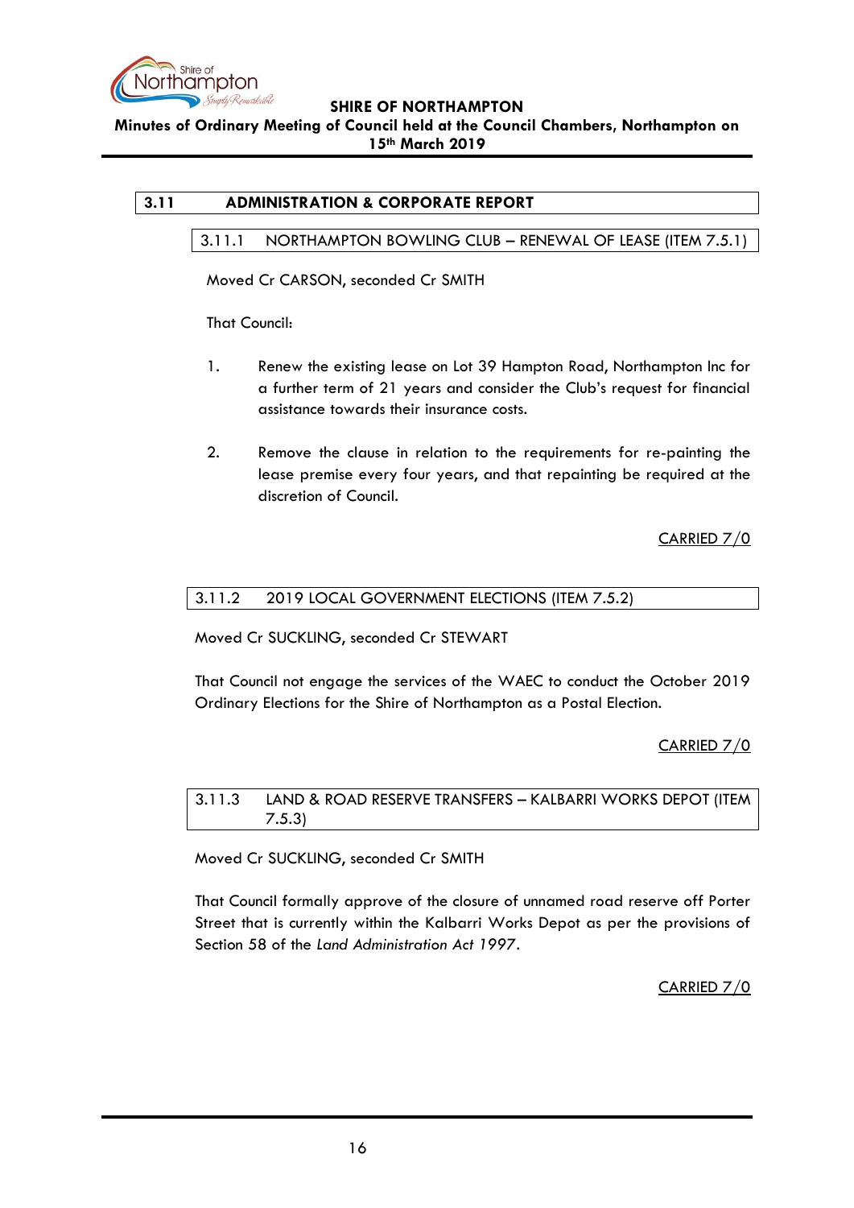## 3.11 ADMINISTRATION & CORPORATE REPORT

### 3.11.1 NORTHAMPTON BOWLING CLUB – RENEWAL OF LEASE (ITEM 7.5.1)

Moved Cr CARSON, seconded Cr SMITH

That Council:

1. Renew the existing lease on Lot 39 Hampton Road, Northampton Inc for a further term of 21 years and consider the Club's request for financial assistance towards their insurance costs.

2. Remove the clause in relation to the requirements for re-painting the lease premise every four years, and that repainting be required at the discretion of Council.

<u>CARRIED 7/0</u>

### 3.11.2 2019 LOCAL GOVERNMENT ELECTIONS (ITEM 7.5.2)

Moved Cr SUCKLING, seconded Cr STEWART

That Council not engage the services of the WAEC to conduct the October 2019 Ordinary Elections for the Shire of Northampton as a Postal Election.

<u>CARRIED 7/0</u>

### 3.11.3 LAND & ROAD RESERVE TRANSFERS – KALBARRI WORKS DEPOT (ITEM 7.5.3)

Moved Cr SUCKLING, seconded Cr SMITH

That Council formally approve of the closure of unnamed road reserve off Porter Street that is currently within the Kalbarri Works Depot as per the provisions of Section 58 of the *Land Administration Act 1997*.

<u>CARRIED 7/0</u>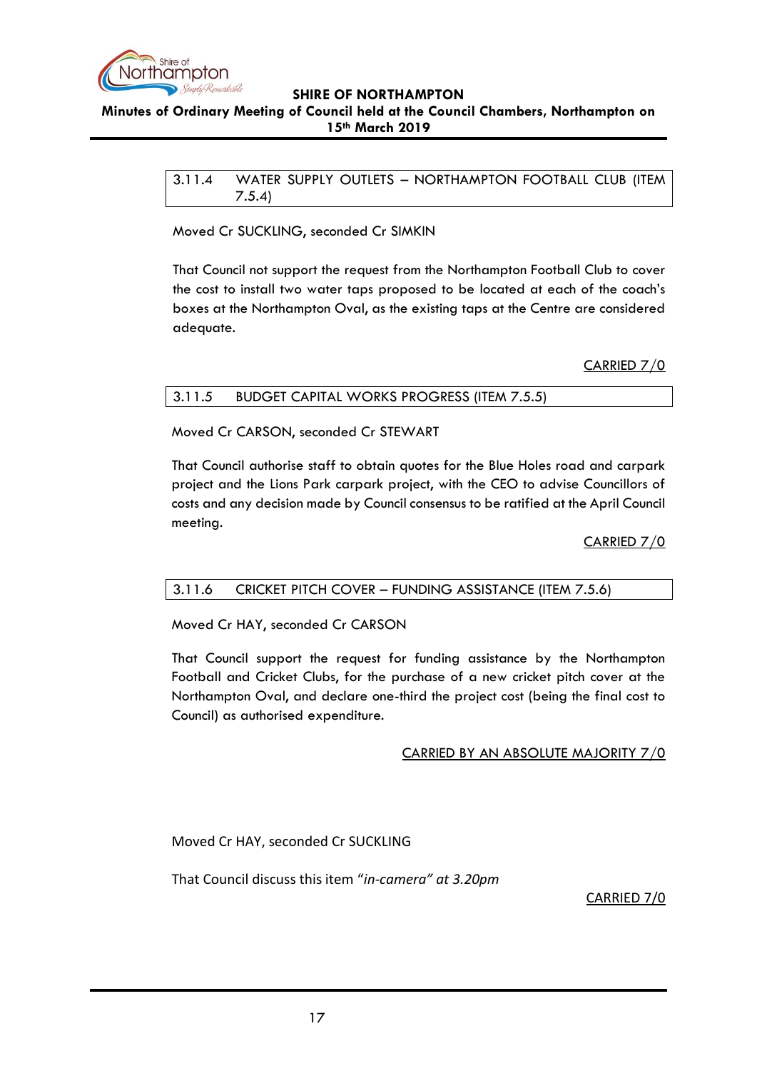### 3.11.4 WATER SUPPLY OUTLETS – NORTHAMPTON FOOTBALL CLUB (ITEM 7.5.4)

Moved Cr SUCKLING, seconded Cr SIMKIN

That Council not support the request from the Northampton Football Club to cover the cost to install two water taps proposed to be located at each of the coach's boxes at the Northampton Oval, as the existing taps at the Centre are considered adequate.

<u>CARRIED 7/0</u>

### 3.11.5 BUDGET CAPITAL WORKS PROGRESS (ITEM 7.5.5)

Moved Cr CARSON, seconded Cr STEWART

That Council authorise staff to obtain quotes for the Blue Holes road and carpark project and the Lions Park carpark project, with the CEO to advise Councillors of costs and any decision made by Council consensus to be ratified at the April Council meeting.

<u>CARRIED 7/0</u>

### 3.11.6 CRICKET PITCH COVER – FUNDING ASSISTANCE (ITEM 7.5.6)

Moved Cr HAY, seconded Cr CARSON

That Council support the request for funding assistance by the Northampton Football and Cricket Clubs, for the purchase of a new cricket pitch cover at the Northampton Oval, and declare one-third the project cost (being the final cost to Council) as authorised expenditure.

<u>CARRIED BY AN ABSOLUTE MAJORITY 7/0</u>

Moved Cr HAY, seconded Cr SUCKLING

That Council discuss this item "*in-camera" at 3.20pm*

<u>CARRIED 7/0</u>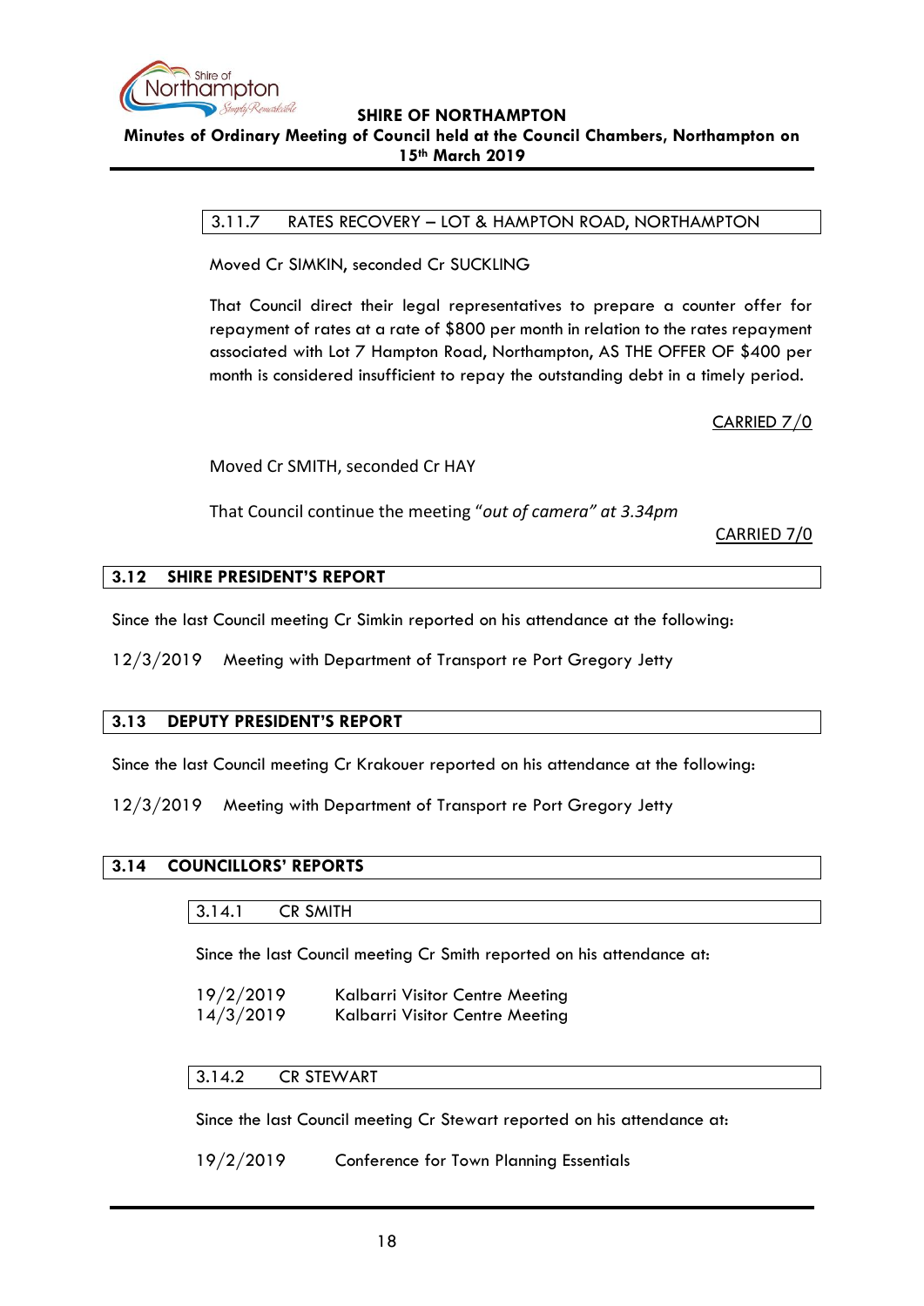### 3.11.7 RATES RECOVERY – LOT & HAMPTON ROAD, NORTHAMPTON

Moved Cr SIMKIN, seconded Cr SUCKLING

That Council direct their legal representatives to prepare a counter offer for repayment of rates at a rate of $800 per month in relation to the rates repayment associated with Lot 7 Hampton Road, Northampton, AS THE OFFER OF $400 per month is considered insufficient to repay the outstanding debt in a timely period.

CARRIED 7/0

Moved Cr SMITH, seconded Cr HAY

That Council continue the meeting "*out of camera" at 3.34pm*

CARRIED 7/0

## 3.12 SHIRE PRESIDENT'S REPORT

Since the last Council meeting Cr Simkin reported on his attendance at the following:

12/3/2019 Meeting with Department of Transport re Port Gregory Jetty

## 3.13 DEPUTY PRESIDENT'S REPORT

Since the last Council meeting Cr Krakouer reported on his attendance at the following:

12/3/2019 Meeting with Department of Transport re Port Gregory Jetty

## 3.14 COUNCILLORS' REPORTS

### 3.14.1 CR SMITH

Since the last Council meeting Cr Smith reported on his attendance at:

19/2/2019 Kalbarri Visitor Centre Meeting
14/3/2019 Kalbarri Visitor Centre Meeting

### 3.14.2 CR STEWART

Since the last Council meeting Cr Stewart reported on his attendance at:

19/2/2019 Conference for Town Planning Essentials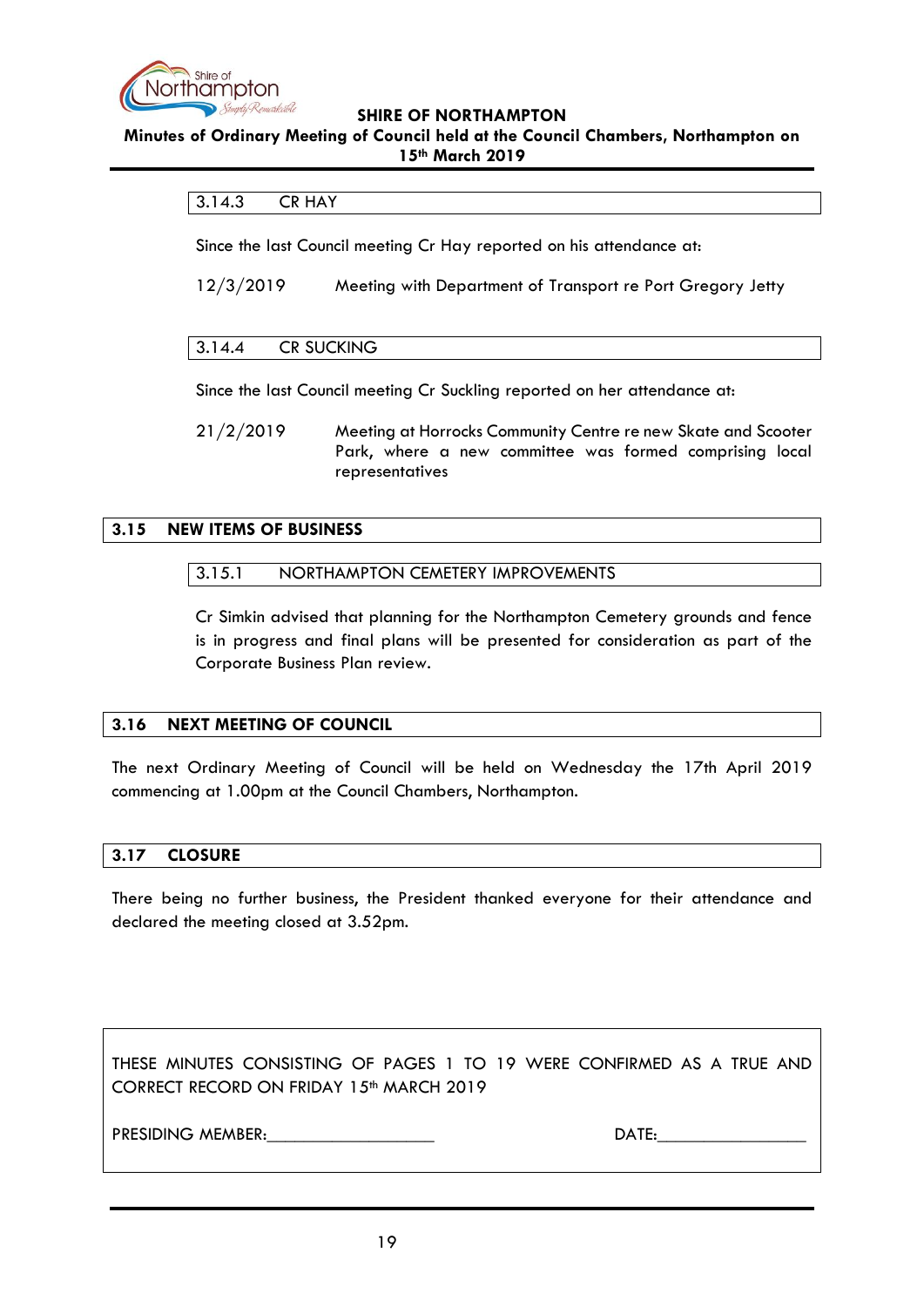#### 3.14.3 CR HAY

Since the last Council meeting Cr Hay reported on his attendance at:

12/3/2019 Meeting with Department of Transport re Port Gregory Jetty

#### 3.14.4 CR SUCKING

Since the last Council meeting Cr Suckling reported on her attendance at:

21/2/2019 Meeting at Horrocks Community Centre re new Skate and Scooter Park, where a new committee was formed comprising local representatives

## 3.15 NEW ITEMS OF BUSINESS

#### 3.15.1 NORTHAMPTON CEMETERY IMPROVEMENTS

Cr Simkin advised that planning for the Northampton Cemetery grounds and fence is in progress and final plans will be presented for consideration as part of the Corporate Business Plan review.

## 3.16 NEXT MEETING OF COUNCIL

The next Ordinary Meeting of Council will be held on Wednesday the 17th April 2019 commencing at 1.00pm at the Council Chambers, Northampton.

## 3.17 CLOSURE

There being no further business, the President thanked everyone for their attendance and declared the meeting closed at 3.52pm.

THESE MINUTES CONSISTING OF PAGES 1 TO 19 WERE CONFIRMED AS A TRUE AND CORRECT RECORD ON FRIDAY 15th MARCH 2019

PRESIDING MEMBER:\_\_\_\_\_\_\_\_\_\_\_\_\_\_\_\_\_\_ DATE:\_\_\_\_\_\_\_\_\_\_\_\_\_\_\_\_\_